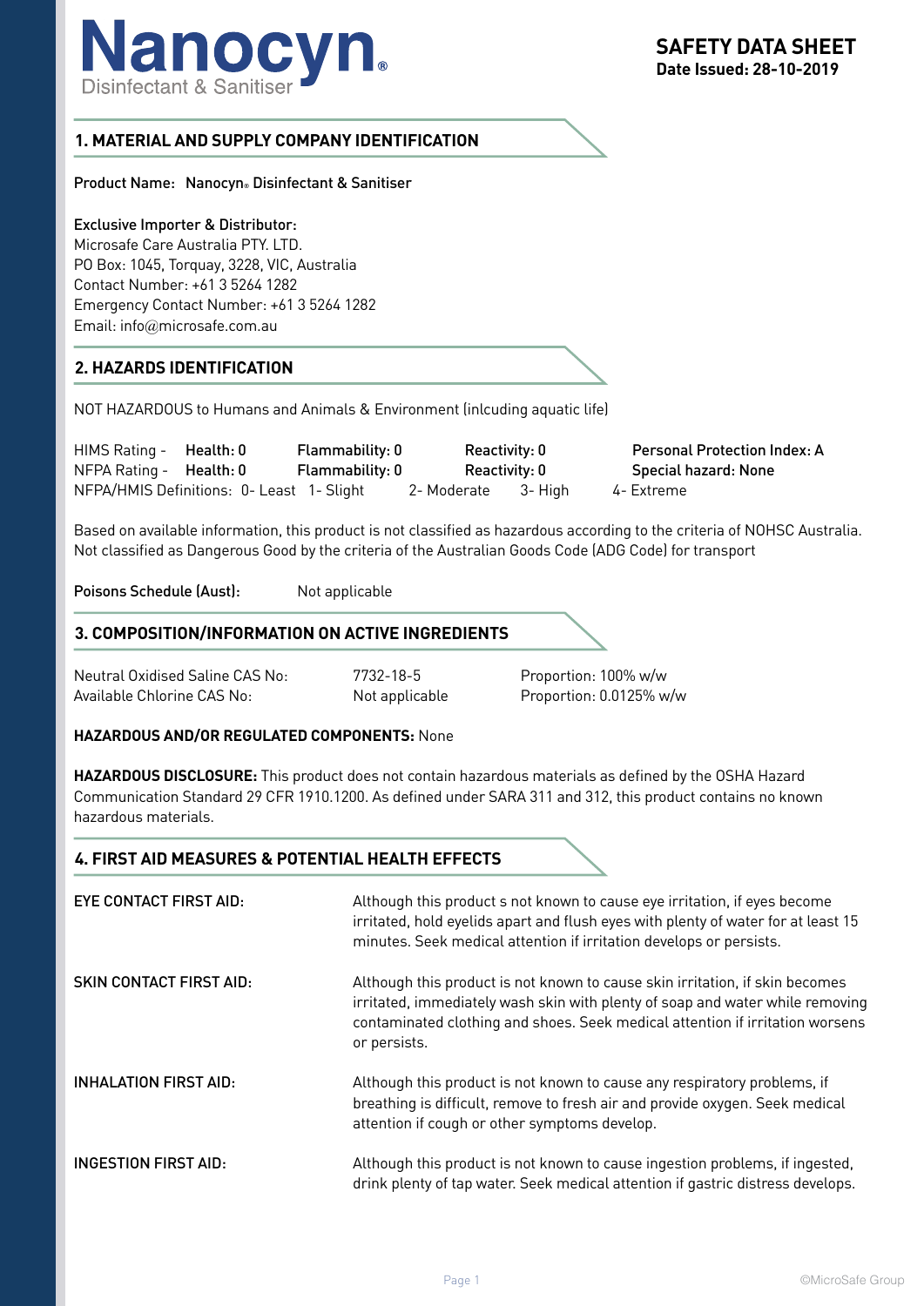# Nanocyn®

Disinfectant & Sanitiser

**SAFETY DATA SHEET**
**Date Issued: 28-10-2019**

## 1. MATERIAL AND SUPPLY COMPANY IDENTIFICATION

Product Name: Nanocyn® Disinfectant & Sanitiser

Exclusive Importer & Distributor:
Microsafe Care Australia PTY. LTD.
PO Box: 1045, Torquay, 3228, VIC, Australia
Contact Number: +61 3 5264 1282
Emergency Contact Number: +61 3 5264 1282
Email: info@microsafe.com.au

## 2. HAZARDS IDENTIFICATION

NOT HAZARDOUS to Humans and Animals & Environment (inlcuding aquatic life)

| | | | | |
|---|---|---|---|---|
| HIMS Rating - | **Health: 0** | **Flammability: 0** | **Reactivity: 0** | **Personal Protection Index: A** |
| NFPA Rating - | **Health: 0** | **Flammability: 0** | **Reactivity: 0** | **Special hazard: None** |

NFPA/HMIS Definitions: 0- Least 1- Slight 2- Moderate 3- High 4- Extreme

Based on available information, this product is not classified as hazardous according to the criteria of NOHSC Australia. Not classified as Dangerous Good by the criteria of the Australian Goods Code (ADG Code) for transport

Poisons Schedule (Aust): Not applicable

## 3. COMPOSITION/INFORMATION ON ACTIVE INGREDIENTS

| | | |
|---|---|---|
| Neutral Oxidised Saline CAS No: | 7732-18-5 | Proportion: 100% w/w |
| Available Chlorine CAS No: | Not applicable | Proportion: 0.0125% w/w |

**HAZARDOUS AND/OR REGULATED COMPONENTS:** None

**HAZARDOUS DISCLOSURE:** This product does not contain hazardous materials as defined by the OSHA Hazard Communication Standard 29 CFR 1910.1200. As defined under SARA 311 and 312, this product contains no known hazardous materials.

## 4. FIRST AID MEASURES & POTENTIAL HEALTH EFFECTS

**EYE CONTACT FIRST AID:** Although this product s not known to cause eye irritation, if eyes become irritated, hold eyelids apart and flush eyes with plenty of water for at least 15 minutes. Seek medical attention if irritation develops or persists.

**SKIN CONTACT FIRST AID:** Although this product is not known to cause skin irritation, if skin becomes irritated, immediately wash skin with plenty of soap and water while removing contaminated clothing and shoes. Seek medical attention if irritation worsens or persists.

**INHALATION FIRST AID:** Although this product is not known to cause any respiratory problems, if breathing is difficult, remove to fresh air and provide oxygen. Seek medical attention if cough or other symptoms develop.

**INGESTION FIRST AID:** Although this product is not known to cause ingestion problems, if ingested, drink plenty of tap water. Seek medical attention if gastric distress develops.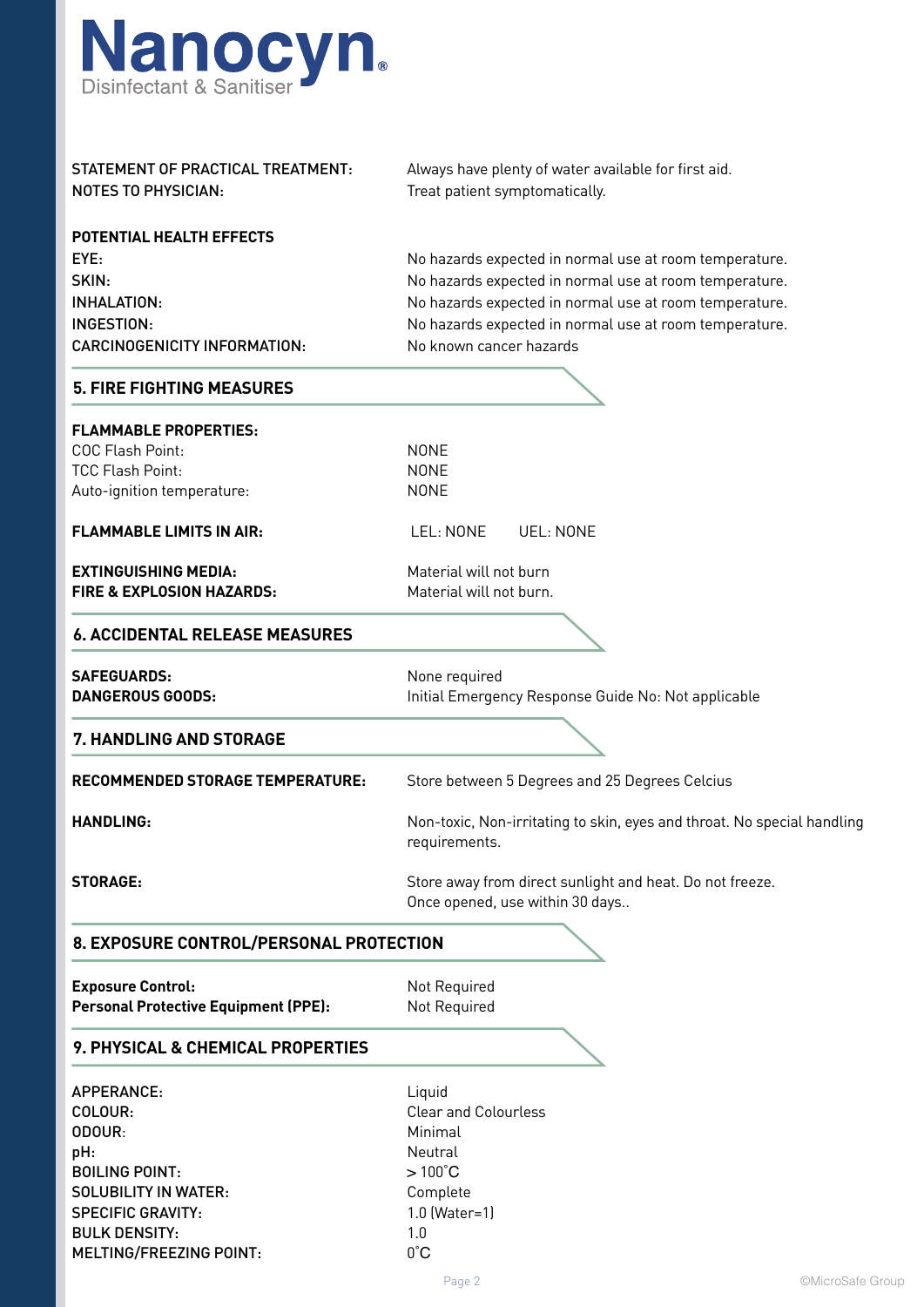**Nanocyn®**
Disinfectant & Sanitiser

| | |
|---|---|
| STATEMENT OF PRACTICAL TREATMENT: | Always have plenty of water available for first aid. |
| NOTES TO PHYSICIAN: | Treat patient symptomatically. |

**POTENTIAL HEALTH EFFECTS**

| | |
|---|---|
| EYE: | No hazards expected in normal use at room temperature. |
| SKIN: | No hazards expected in normal use at room temperature. |
| INHALATION: | No hazards expected in normal use at room temperature. |
| INGESTION: | No hazards expected in normal use at room temperature. |
| CARCINOGENICITY INFORMATION: | No known cancer hazards |

## 5. FIRE FIGHTING MEASURES

**FLAMMABLE PROPERTIES:**

| | |
|---|---|
| COC Flash Point: | NONE |
| TCC Flash Point: | NONE |
| Auto-ignition temperature: | NONE |

**FLAMMABLE LIMITS IN AIR:** LEL: NONE UEL: NONE

| | |
|---|---|
| **EXTINGUISHING MEDIA:** | Material will not burn |
| **FIRE & EXPLOSION HAZARDS:** | Material will not burn. |

## 6. ACCIDENTAL RELEASE MEASURES

| | |
|---|---|
| **SAFEGUARDS:** | None required |
| **DANGEROUS GOODS:** | Initial Emergency Response Guide No: Not applicable |

## 7. HANDLING AND STORAGE

| | |
|---|---|
| **RECOMMENDED STORAGE TEMPERATURE:** | Store between 5 Degrees and 25 Degrees Celcius |
| **HANDLING:** | Non-toxic, Non-irritating to skin, eyes and throat. No special handling requirements. |
| **STORAGE:** | Store away from direct sunlight and heat. Do not freeze. Once opened, use within 30 days.. |

## 8. EXPOSURE CONTROL/PERSONAL PROTECTION

| | |
|---|---|
| **Exposure Control:** | Not Required |
| **Personal Protective Equipment (PPE):** | Not Required |

## 9. PHYSICAL & CHEMICAL PROPERTIES

| | |
|---|---|
| APPERANCE: | Liquid |
| COLOUR: | Clear and Colourless |
| ODOUR: | Minimal |
| pH: | Neutral |
| BOILING POINT: | > 100˚C |
| SOLUBILITY IN WATER: | Complete |
| SPECIFIC GRAVITY: | 1.0 (Water=1) |
| BULK DENSITY: | 1.0 |
| MELTING/FREEZING POINT: | 0˚C |

©MicroSafe Group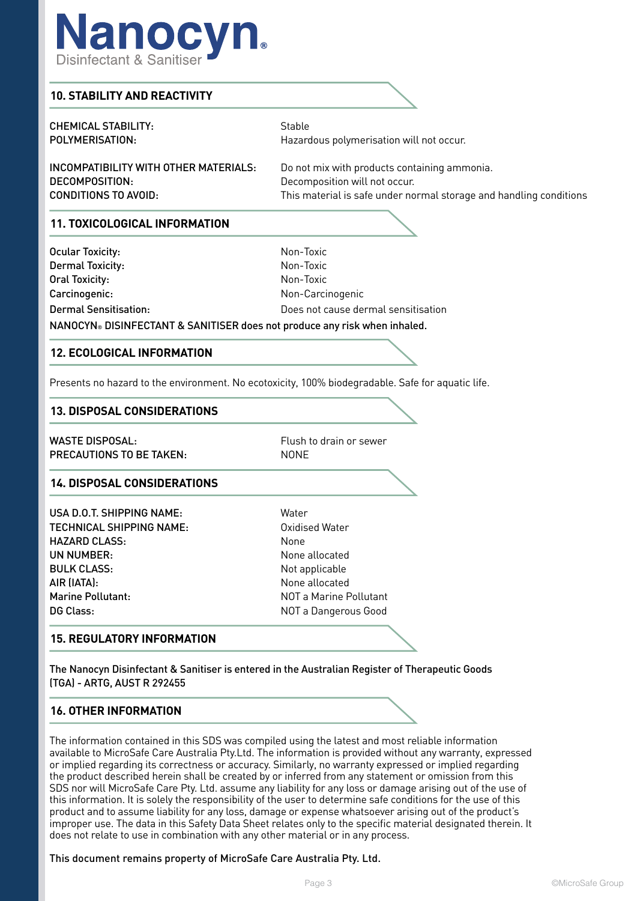# Nanocyn®

Disinfectant & Sanitiser

## 10. STABILITY AND REACTIVITY

| | |
|---|---|
| CHEMICAL STABILITY: | Stable |
| POLYMERISATION: | Hazardous polymerisation will not occur. |
| INCOMPATIBILITY WITH OTHER MATERIALS: | Do not mix with products containing ammonia. |
| DECOMPOSITION: | Decomposition will not occur. |
| CONDITIONS TO AVOID: | This material is safe under normal storage and handling conditions |

## 11. TOXICOLOGICAL INFORMATION

| | |
|---|---|
| Ocular Toxicity: | Non-Toxic |
| Dermal Toxicity: | Non-Toxic |
| Oral Toxicity: | Non-Toxic |
| Carcinogenic: | Non-Carcinogenic |
| Dermal Sensitisation: | Does not cause dermal sensitisation |

NANOCYN® DISINFECTANT & SANITISER does not produce any risk when inhaled.

## 12. ECOLOGICAL INFORMATION

Presents no hazard to the environment. No ecotoxicity, 100% biodegradable. Safe for aquatic life.

## 13. DISPOSAL CONSIDERATIONS

| | |
|---|---|
| WASTE DISPOSAL: | Flush to drain or sewer |
| PRECAUTIONS TO BE TAKEN: | NONE |

## 14. DISPOSAL CONSIDERATIONS

| | |
|---|---|
| USA D.O.T. SHIPPING NAME: | Water |
| TECHNICAL SHIPPING NAME: | Oxidised Water |
| HAZARD CLASS: | None |
| UN NUMBER: | None allocated |
| BULK CLASS: | Not applicable |
| AIR (IATA): | None allocated |
| Marine Pollutant: | NOT a Marine Pollutant |
| DG Class: | NOT a Dangerous Good |

## 15. REGULATORY INFORMATION

The Nanocyn Disinfectant & Sanitiser is entered in the Australian Register of Therapeutic Goods (TGA) - ARTG, AUST R 292455

## 16. OTHER INFORMATION

The information contained in this SDS was compiled using the latest and most reliable information available to MicroSafe Care Australia Pty.Ltd. The information is provided without any warranty, expressed or implied regarding its correctness or accuracy. Similarly, no warranty expressed or implied regarding the product described herein shall be created by or inferred from any statement or omission from this SDS nor will MicroSafe Care Pty. Ltd. assume any liability for any loss or damage arising out of the use of this information. It is solely the responsibility of the user to determine safe conditions for the use of this product and to assume liability for any loss, damage or expense whatsoever arising out of the product's improper use. The data in this Safety Data Sheet relates only to the specific material designated therein. It does not relate to use in combination with any other material or in any process.

This document remains property of MicroSafe Care Australia Pty. Ltd.